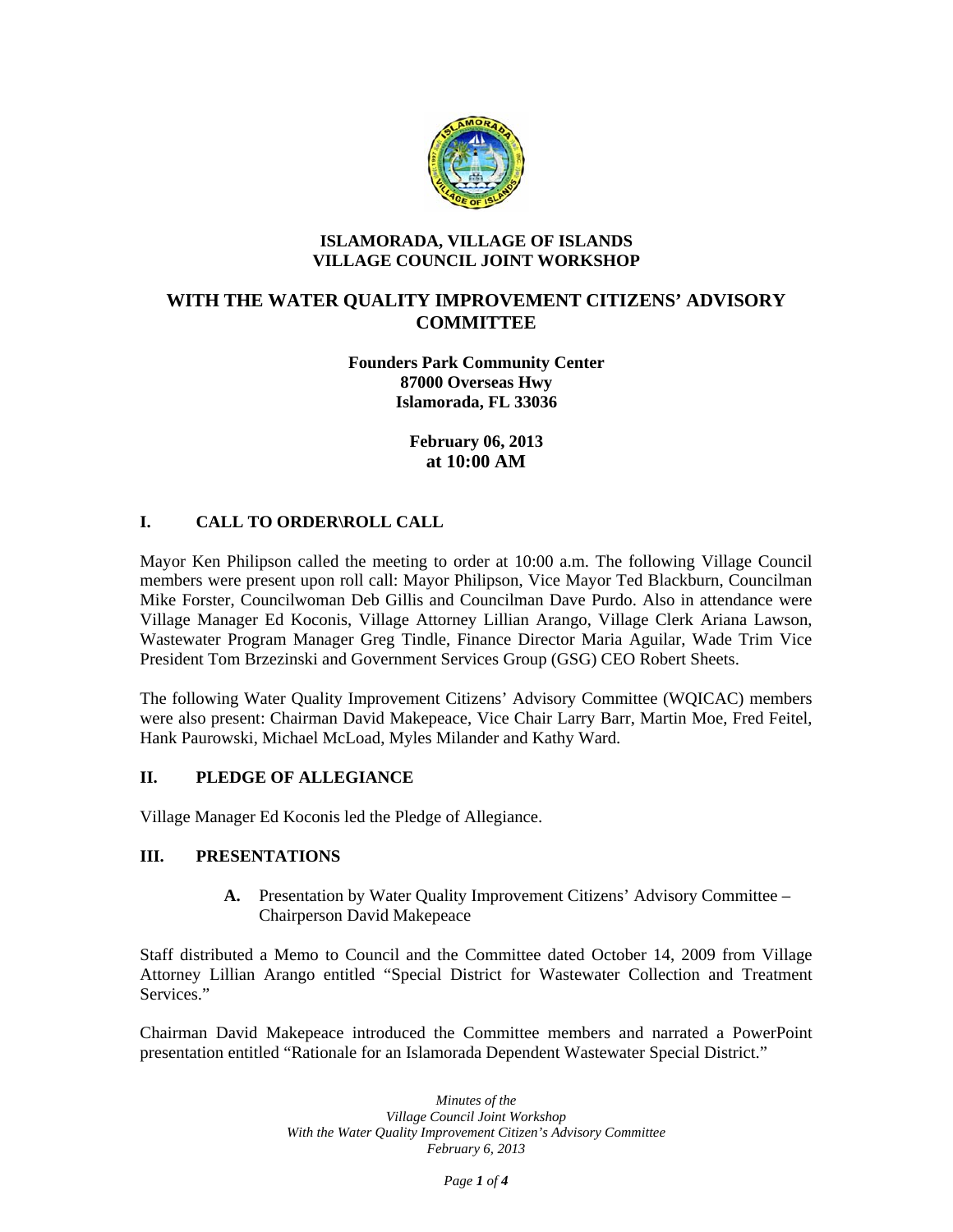# ISLAMORADA, VILLAGE OF ISLANDS
# VILLAGE COUNCIL JOINT WORKSHOP

## WITH THE WATER QUALITY IMPROVEMENT CITIZENS' ADVISORY COMMITTEE

**Founders Park Community Center**
**87000 Overseas Hwy**
**Islamorada, FL 33036**

**February 06, 2013**
**at 10:00 AM**

### I. CALL TO ORDER\ROLL CALL

Mayor Ken Philipson called the meeting to order at 10:00 a.m. The following Village Council members were present upon roll call: Mayor Philipson, Vice Mayor Ted Blackburn, Councilman Mike Forster, Councilwoman Deb Gillis and Councilman Dave Purdo. Also in attendance were Village Manager Ed Koconis, Village Attorney Lillian Arango, Village Clerk Ariana Lawson, Wastewater Program Manager Greg Tindle, Finance Director Maria Aguilar, Wade Trim Vice President Tom Brzezinski and Government Services Group (GSG) CEO Robert Sheets.

The following Water Quality Improvement Citizens' Advisory Committee (WQICAC) members were also present: Chairman David Makepeace, Vice Chair Larry Barr, Martin Moe, Fred Feitel, Hank Paurowski, Michael McLoad, Myles Milander and Kathy Ward.

### II. PLEDGE OF ALLEGIANCE

Village Manager Ed Koconis led the Pledge of Allegiance.

### III. PRESENTATIONS

**A.** Presentation by Water Quality Improvement Citizens' Advisory Committee – Chairperson David Makepeace

Staff distributed a Memo to Council and the Committee dated October 14, 2009 from Village Attorney Lillian Arango entitled "Special District for Wastewater Collection and Treatment Services."

Chairman David Makepeace introduced the Committee members and narrated a PowerPoint presentation entitled "Rationale for an Islamorada Dependent Wastewater Special District."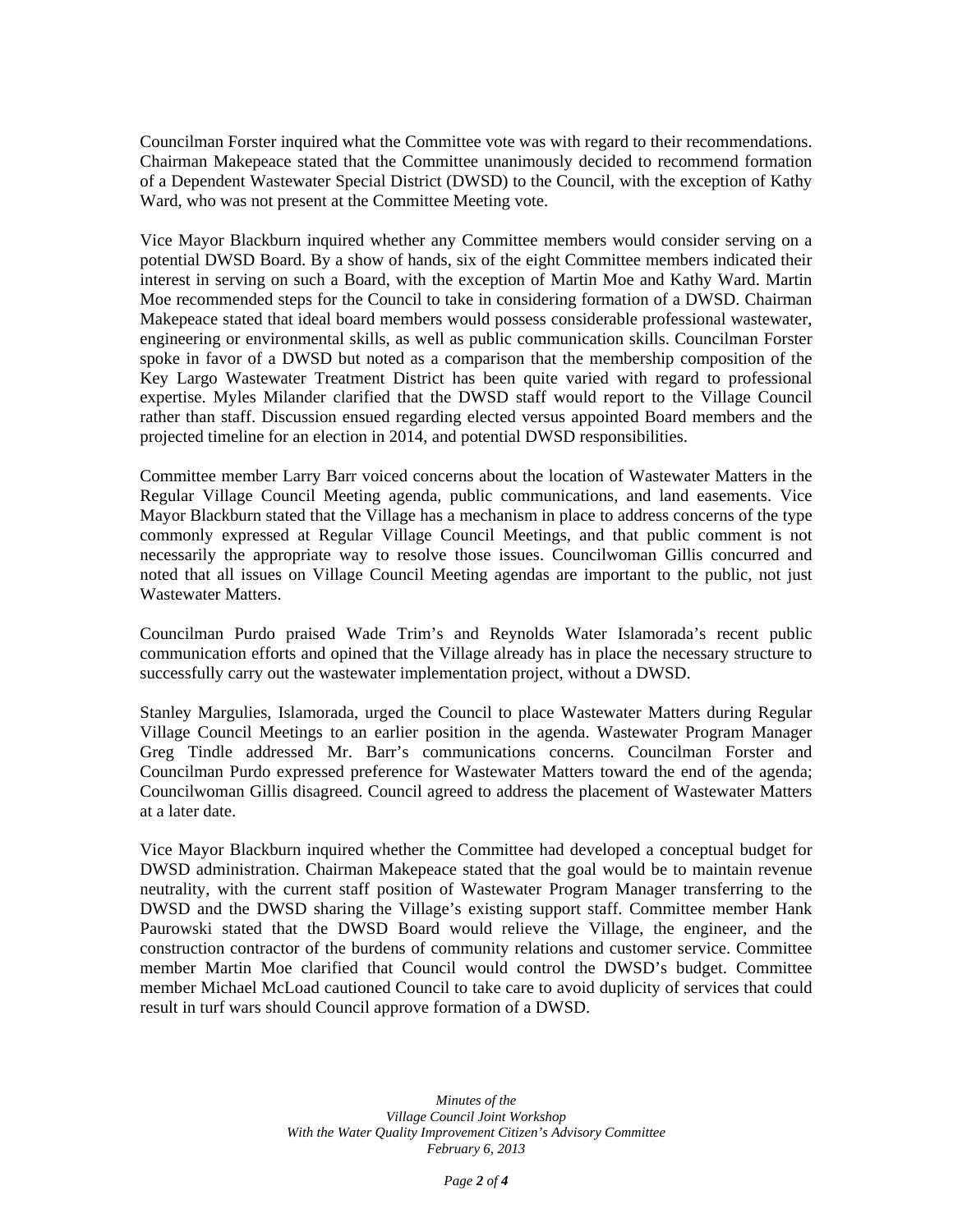Councilman Forster inquired what the Committee vote was with regard to their recommendations. Chairman Makepeace stated that the Committee unanimously decided to recommend formation of a Dependent Wastewater Special District (DWSD) to the Council, with the exception of Kathy Ward, who was not present at the Committee Meeting vote.

Vice Mayor Blackburn inquired whether any Committee members would consider serving on a potential DWSD Board. By a show of hands, six of the eight Committee members indicated their interest in serving on such a Board, with the exception of Martin Moe and Kathy Ward. Martin Moe recommended steps for the Council to take in considering formation of a DWSD. Chairman Makepeace stated that ideal board members would possess considerable professional wastewater, engineering or environmental skills, as well as public communication skills. Councilman Forster spoke in favor of a DWSD but noted as a comparison that the membership composition of the Key Largo Wastewater Treatment District has been quite varied with regard to professional expertise. Myles Milander clarified that the DWSD staff would report to the Village Council rather than staff. Discussion ensued regarding elected versus appointed Board members and the projected timeline for an election in 2014, and potential DWSD responsibilities.

Committee member Larry Barr voiced concerns about the location of Wastewater Matters in the Regular Village Council Meeting agenda, public communications, and land easements. Vice Mayor Blackburn stated that the Village has a mechanism in place to address concerns of the type commonly expressed at Regular Village Council Meetings, and that public comment is not necessarily the appropriate way to resolve those issues. Councilwoman Gillis concurred and noted that all issues on Village Council Meeting agendas are important to the public, not just Wastewater Matters.

Councilman Purdo praised Wade Trim's and Reynolds Water Islamorada's recent public communication efforts and opined that the Village already has in place the necessary structure to successfully carry out the wastewater implementation project, without a DWSD.

Stanley Margulies, Islamorada, urged the Council to place Wastewater Matters during Regular Village Council Meetings to an earlier position in the agenda. Wastewater Program Manager Greg Tindle addressed Mr. Barr's communications concerns. Councilman Forster and Councilman Purdo expressed preference for Wastewater Matters toward the end of the agenda; Councilwoman Gillis disagreed. Council agreed to address the placement of Wastewater Matters at a later date.

Vice Mayor Blackburn inquired whether the Committee had developed a conceptual budget for DWSD administration. Chairman Makepeace stated that the goal would be to maintain revenue neutrality, with the current staff position of Wastewater Program Manager transferring to the DWSD and the DWSD sharing the Village's existing support staff. Committee member Hank Paurowski stated that the DWSD Board would relieve the Village, the engineer, and the construction contractor of the burdens of community relations and customer service. Committee member Martin Moe clarified that Council would control the DWSD's budget. Committee member Michael McLoad cautioned Council to take care to avoid duplicity of services that could result in turf wars should Council approve formation of a DWSD.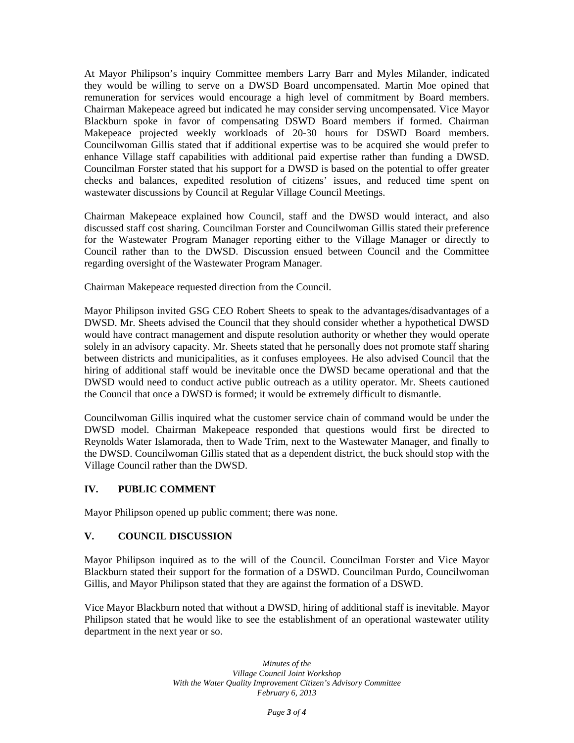At Mayor Philipson's inquiry Committee members Larry Barr and Myles Milander, indicated they would be willing to serve on a DWSD Board uncompensated. Martin Moe opined that remuneration for services would encourage a high level of commitment by Board members. Chairman Makepeace agreed but indicated he may consider serving uncompensated. Vice Mayor Blackburn spoke in favor of compensating DSWD Board members if formed. Chairman Makepeace projected weekly workloads of 20-30 hours for DSWD Board members. Councilwoman Gillis stated that if additional expertise was to be acquired she would prefer to enhance Village staff capabilities with additional paid expertise rather than funding a DWSD. Councilman Forster stated that his support for a DWSD is based on the potential to offer greater checks and balances, expedited resolution of citizens' issues, and reduced time spent on wastewater discussions by Council at Regular Village Council Meetings.

Chairman Makepeace explained how Council, staff and the DWSD would interact, and also discussed staff cost sharing. Councilman Forster and Councilwoman Gillis stated their preference for the Wastewater Program Manager reporting either to the Village Manager or directly to Council rather than to the DWSD. Discussion ensued between Council and the Committee regarding oversight of the Wastewater Program Manager.

Chairman Makepeace requested direction from the Council.

Mayor Philipson invited GSG CEO Robert Sheets to speak to the advantages/disadvantages of a DWSD. Mr. Sheets advised the Council that they should consider whether a hypothetical DWSD would have contract management and dispute resolution authority or whether they would operate solely in an advisory capacity. Mr. Sheets stated that he personally does not promote staff sharing between districts and municipalities, as it confuses employees. He also advised Council that the hiring of additional staff would be inevitable once the DWSD became operational and that the DWSD would need to conduct active public outreach as a utility operator. Mr. Sheets cautioned the Council that once a DWSD is formed; it would be extremely difficult to dismantle.

Councilwoman Gillis inquired what the customer service chain of command would be under the DWSD model. Chairman Makepeace responded that questions would first be directed to Reynolds Water Islamorada, then to Wade Trim, next to the Wastewater Manager, and finally to the DWSD. Councilwoman Gillis stated that as a dependent district, the buck should stop with the Village Council rather than the DWSD.

## IV. PUBLIC COMMENT

Mayor Philipson opened up public comment; there was none.

## V. COUNCIL DISCUSSION

Mayor Philipson inquired as to the will of the Council. Councilman Forster and Vice Mayor Blackburn stated their support for the formation of a DSWD. Councilman Purdo, Councilwoman Gillis, and Mayor Philipson stated that they are against the formation of a DSWD.

Vice Mayor Blackburn noted that without a DWSD, hiring of additional staff is inevitable. Mayor Philipson stated that he would like to see the establishment of an operational wastewater utility department in the next year or so.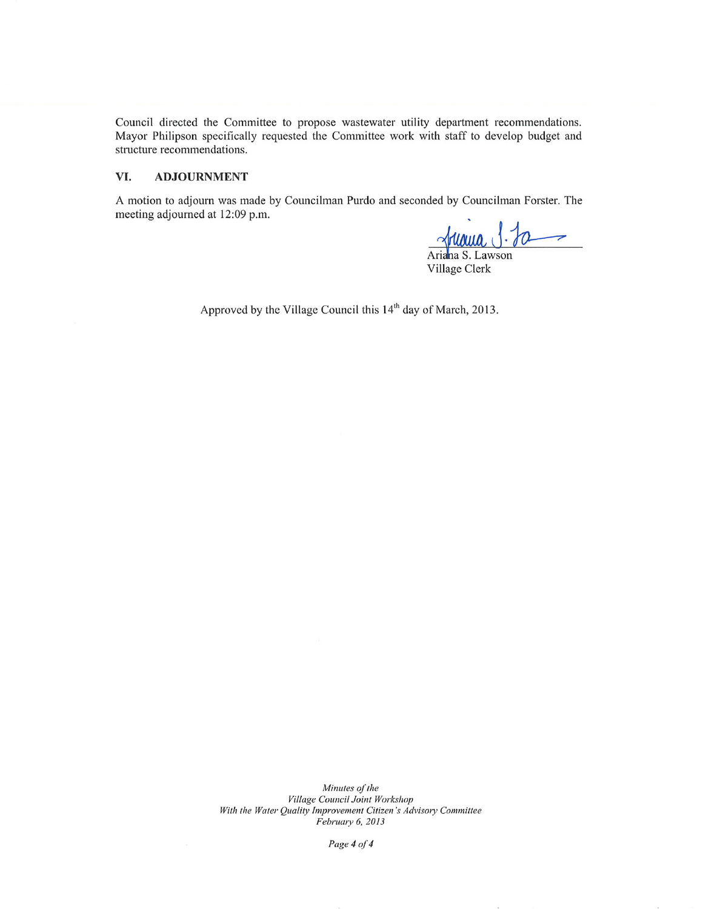Council directed the Committee to propose wastewater utility department recommendations. Mayor Philipson specifically requested the Committee work with staff to develop budget and structure recommendations.

## VI. ADJOURNMENT

A motion to adjourn was made by Councilman Purdo and seconded by Councilman Forster. The meeting adjourned at 12:09 p.m.

Ariana S. Lawson
Village Clerk

Approved by the Village Council this 14th day of March, 2013.